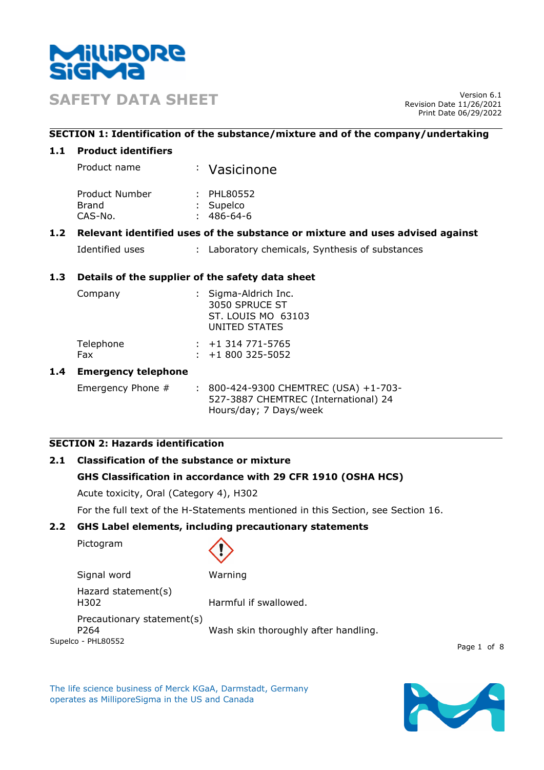# SAFETY DATA SHEET

Version 6.1
Revision Date 11/26/2021
Print Date 06/29/2022

## SECTION 1: Identification of the substance/mixture and of the company/undertaking

### 1.1 Product identifiers

Product name : Vasicinone

Product Number : PHL80552
Brand : Supelco
CAS-No. : 486-64-6

### 1.2 Relevant identified uses of the substance or mixture and uses advised against

Identified uses : Laboratory chemicals, Synthesis of substances

### 1.3 Details of the supplier of the safety data sheet

Company : Sigma-Aldrich Inc.
3050 SPRUCE ST
ST. LOUIS MO 63103
UNITED STATES

Telephone : +1 314 771-5765
Fax : +1 800 325-5052

### 1.4 Emergency telephone

Emergency Phone # : 800-424-9300 CHEMTREC (USA) +1-703-527-3887 CHEMTREC (International) 24 Hours/day; 7 Days/week

## SECTION 2: Hazards identification

### 2.1 Classification of the substance or mixture

**GHS Classification in accordance with 29 CFR 1910 (OSHA HCS)**

Acute toxicity, Oral (Category 4), H302

For the full text of the H-Statements mentioned in this Section, see Section 16.

### 2.2 GHS Label elements, including precautionary statements

Pictogram

Signal word Warning

Hazard statement(s)
H302 Harmful if swallowed.

Precautionary statement(s)
P264 Wash skin thoroughly after handling.

Supelco - PHL80552

The life science business of Merck KGaA, Darmstadt, Germany operates as MilliporeSigma in the US and Canada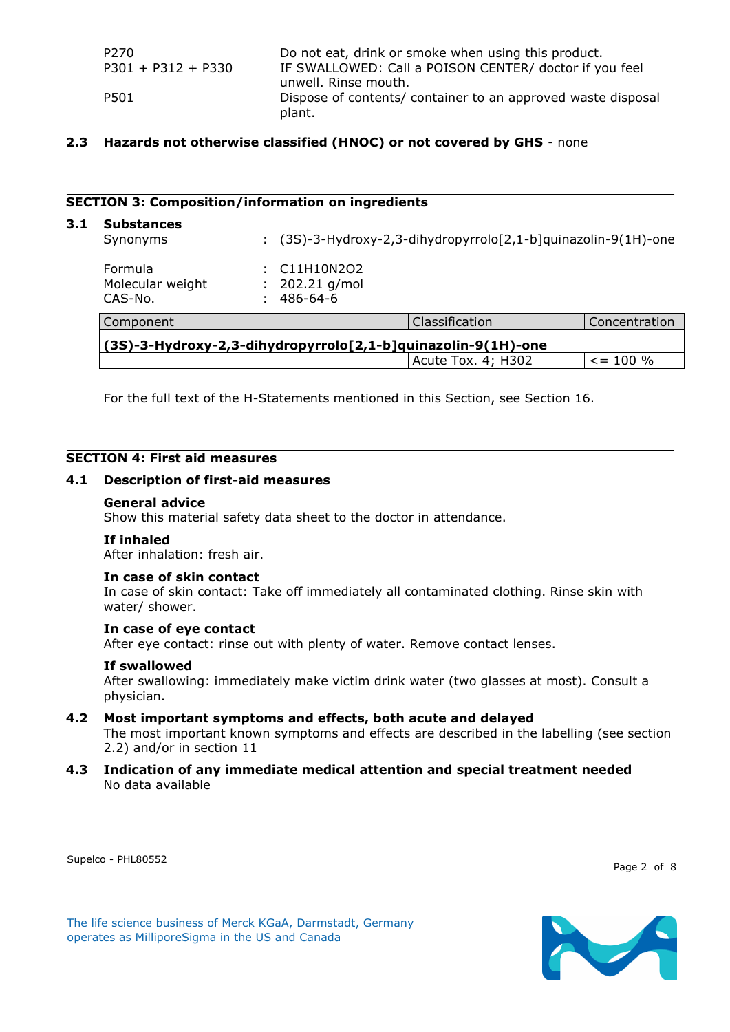| | |
|---|---|
| P270 | Do not eat, drink or smoke when using this product. |
| P301 + P312 + P330 | IF SWALLOWED: Call a POISON CENTER/ doctor if you feel unwell. Rinse mouth. |
| P501 | Dispose of contents/ container to an approved waste disposal plant. |

**2.3 Hazards not otherwise classified (HNOC) or not covered by GHS** - none

## SECTION 3: Composition/information on ingredients

### 3.1 Substances

Synonyms : (3S)-3-Hydroxy-2,3-dihydropyrrolo[2,1-b]quinazolin-9(1H)-one

Formula : $C_{11}H_{10}N_2O_2$
Molecular weight : 202.21 g/mol
CAS-No. : 486-64-6

| Component | Classification | Concentration |
|---|---|---|
| **(3S)-3-Hydroxy-2,3-dihydropyrrolo[2,1-b]quinazolin-9(1H)-one** | | |
| | Acute Tox. 4; H302 | <= 100 % |

For the full text of the H-Statements mentioned in this Section, see Section 16.

## SECTION 4: First aid measures

### 4.1 Description of first-aid measures

**General advice**
Show this material safety data sheet to the doctor in attendance.

**If inhaled**
After inhalation: fresh air.

**In case of skin contact**
In case of skin contact: Take off immediately all contaminated clothing. Rinse skin with water/ shower.

**In case of eye contact**
After eye contact: rinse out with plenty of water. Remove contact lenses.

**If swallowed**
After swallowing: immediately make victim drink water (two glasses at most). Consult a physician.

### 4.2 Most important symptoms and effects, both acute and delayed

The most important known symptoms and effects are described in the labelling (see section 2.2) and/or in section 11

### 4.3 Indication of any immediate medical attention and special treatment needed

No data available

Supelco - PHL80552

The life science business of Merck KGaA, Darmstadt, Germany operates as MilliporeSigma in the US and Canada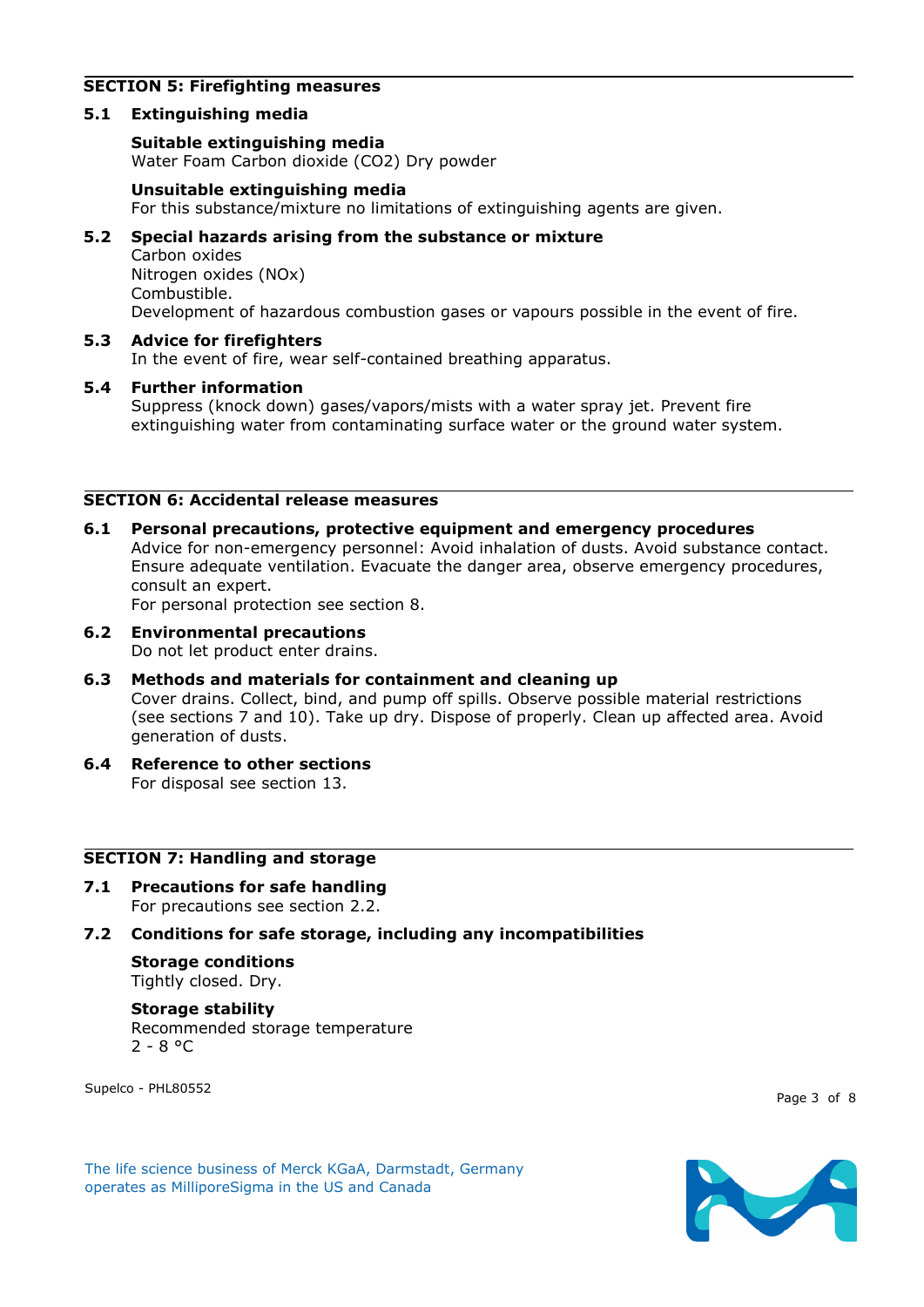## SECTION 5: Firefighting measures

### 5.1 Extinguishing media

**Suitable extinguishing media**
Water Foam Carbon dioxide ($CO_2$) Dry powder

**Unsuitable extinguishing media**
For this substance/mixture no limitations of extinguishing agents are given.

### 5.2 Special hazards arising from the substance or mixture

Carbon oxides
Nitrogen oxides (NOx)
Combustible.
Development of hazardous combustion gases or vapours possible in the event of fire.

### 5.3 Advice for firefighters

In the event of fire, wear self-contained breathing apparatus.

### 5.4 Further information

Suppress (knock down) gases/vapors/mists with a water spray jet. Prevent fire extinguishing water from contaminating surface water or the ground water system.

## SECTION 6: Accidental release measures

### 6.1 Personal precautions, protective equipment and emergency procedures

Advice for non-emergency personnel: Avoid inhalation of dusts. Avoid substance contact. Ensure adequate ventilation. Evacuate the danger area, observe emergency procedures, consult an expert.
For personal protection see section 8.

### 6.2 Environmental precautions

Do not let product enter drains.

### 6.3 Methods and materials for containment and cleaning up

Cover drains. Collect, bind, and pump off spills. Observe possible material restrictions (see sections 7 and 10). Take up dry. Dispose of properly. Clean up affected area. Avoid generation of dusts.

### 6.4 Reference to other sections

For disposal see section 13.

## SECTION 7: Handling and storage

### 7.1 Precautions for safe handling

For precautions see section 2.2.

### 7.2 Conditions for safe storage, including any incompatibilities

**Storage conditions**
Tightly closed. Dry.

**Storage stability**
Recommended storage temperature
2 - 8 °C

Supelco - PHL80552

The life science business of Merck KGaA, Darmstadt, Germany operates as MilliporeSigma in the US and Canada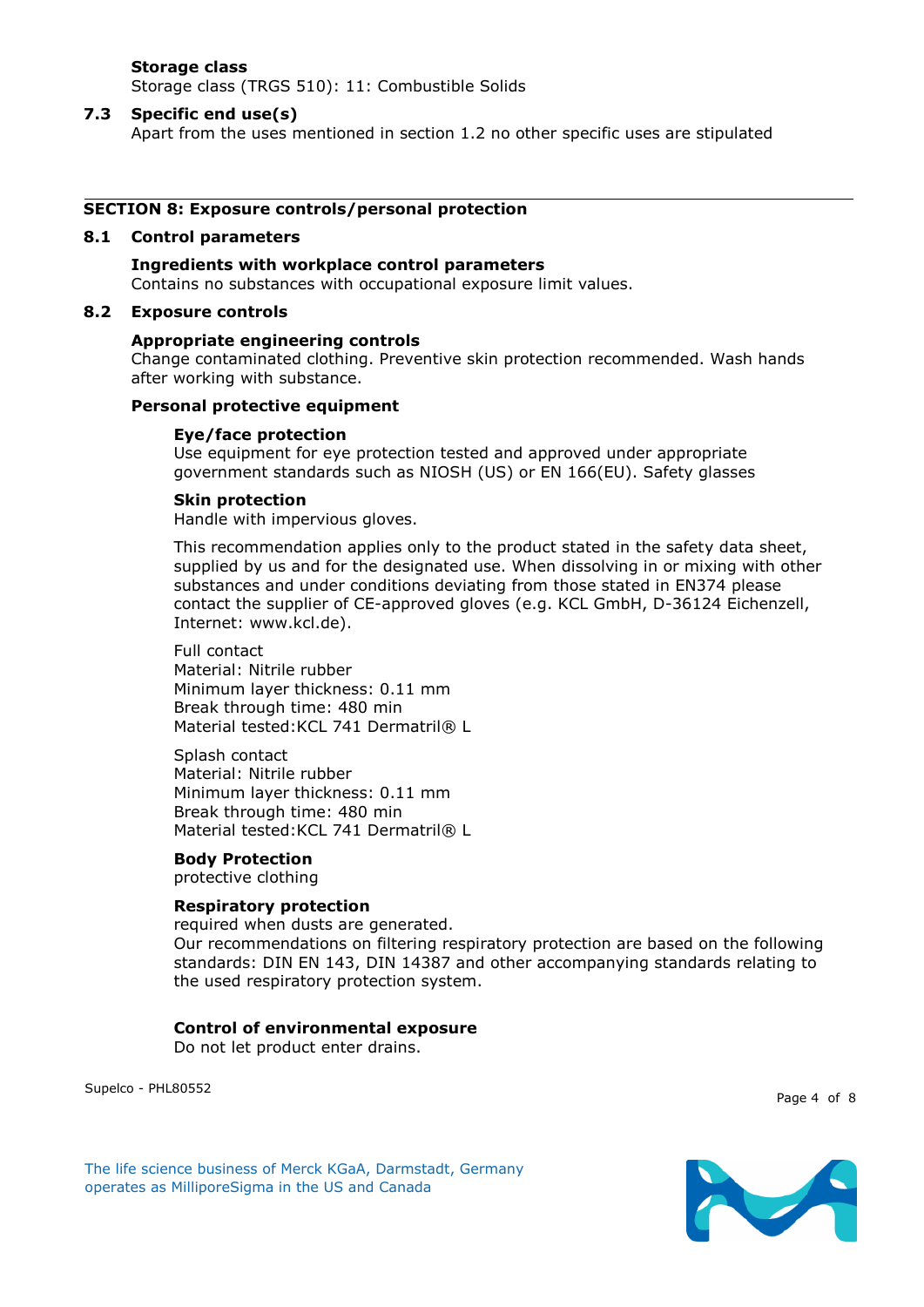**Storage class**
Storage class (TRGS 510): 11: Combustible Solids

**7.3 Specific end use(s)**
Apart from the uses mentioned in section 1.2 no other specific uses are stipulated

## SECTION 8: Exposure controls/personal protection

### 8.1 Control parameters

**Ingredients with workplace control parameters**
Contains no substances with occupational exposure limit values.

### 8.2 Exposure controls

**Appropriate engineering controls**
Change contaminated clothing. Preventive skin protection recommended. Wash hands after working with substance.

**Personal protective equipment**

**Eye/face protection**
Use equipment for eye protection tested and approved under appropriate government standards such as NIOSH (US) or EN 166(EU). Safety glasses

**Skin protection**
Handle with impervious gloves.

This recommendation applies only to the product stated in the safety data sheet, supplied by us and for the designated use. When dissolving in or mixing with other substances and under conditions deviating from those stated in EN374 please contact the supplier of CE-approved gloves (e.g. KCL GmbH, D-36124 Eichenzell, Internet: www.kcl.de).

Full contact
Material: Nitrile rubber
Minimum layer thickness: 0.11 mm
Break through time: 480 min
Material tested:KCL 741 Dermatril® L

Splash contact
Material: Nitrile rubber
Minimum layer thickness: 0.11 mm
Break through time: 480 min
Material tested:KCL 741 Dermatril® L

**Body Protection**
protective clothing

**Respiratory protection**
required when dusts are generated.
Our recommendations on filtering respiratory protection are based on the following standards: DIN EN 143, DIN 14387 and other accompanying standards relating to the used respiratory protection system.

**Control of environmental exposure**
Do not let product enter drains.

Supelco - PHL80552

The life science business of Merck KGaA, Darmstadt, Germany operates as MilliporeSigma in the US and Canada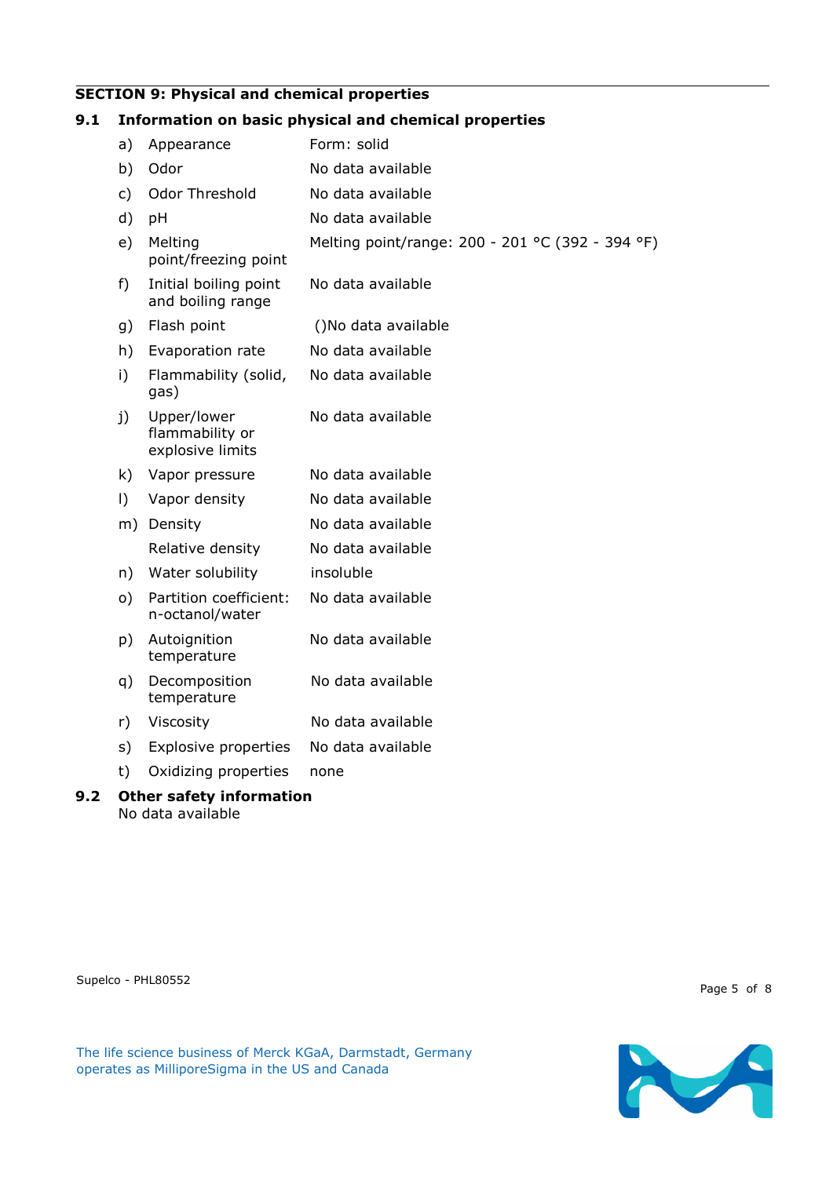## SECTION 9: Physical and chemical properties

### 9.1 Information on basic physical and chemical properties

| | | |
|---|---|---|
| a) | Appearance | Form: solid |
| b) | Odor | No data available |
| c) | Odor Threshold | No data available |
| d) | pH | No data available |
| e) | Melting point/freezing point | Melting point/range: 200 - 201 °C (392 - 394 °F) |
| f) | Initial boiling point and boiling range | No data available |
| g) | Flash point | ()No data available |
| h) | Evaporation rate | No data available |
| i) | Flammability (solid, gas) | No data available |
| j) | Upper/lower flammability or explosive limits | No data available |
| k) | Vapor pressure | No data available |
| l) | Vapor density | No data available |
| m) | Density | No data available |
| | Relative density | No data available |
| n) | Water solubility | insoluble |
| o) | Partition coefficient: n-octanol/water | No data available |
| p) | Autoignition temperature | No data available |
| q) | Decomposition temperature | No data available |
| r) | Viscosity | No data available |
| s) | Explosive properties | No data available |
| t) | Oxidizing properties | none |

### 9.2 Other safety information

No data available

Supelco - PHL80552

The life science business of Merck KGaA, Darmstadt, Germany operates as MilliporeSigma in the US and Canada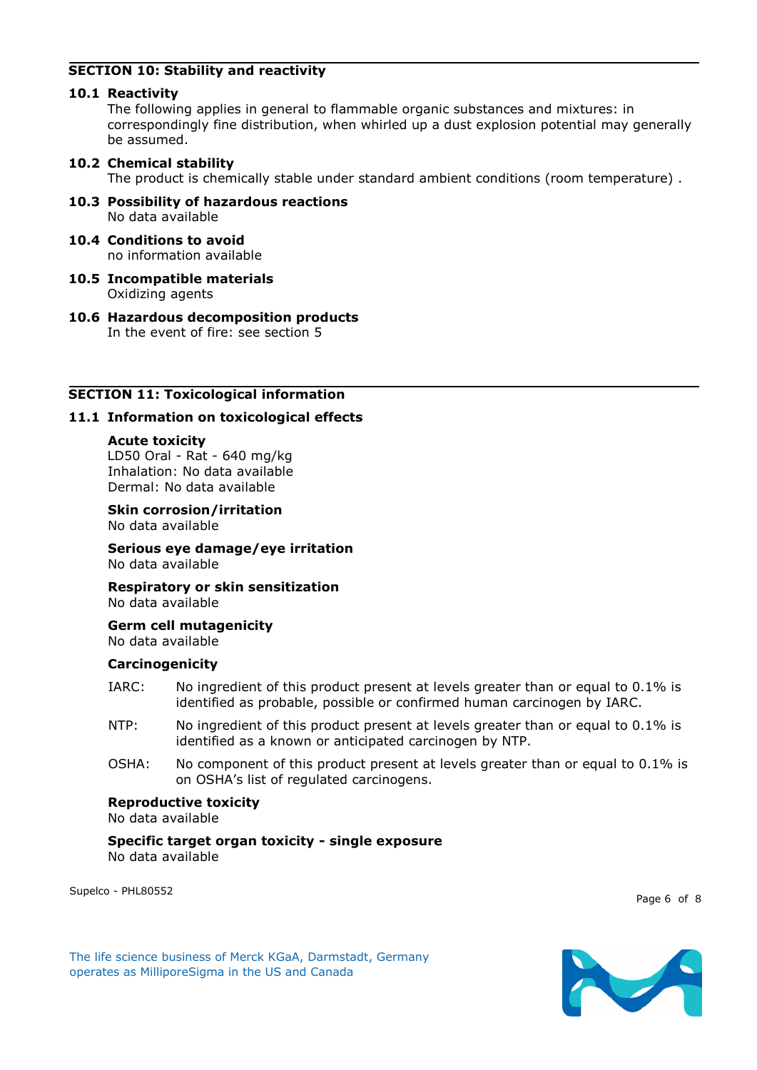## SECTION 10: Stability and reactivity

### 10.1 Reactivity

The following applies in general to flammable organic substances and mixtures: in correspondingly fine distribution, when whirled up a dust explosion potential may generally be assumed.

### 10.2 Chemical stability

The product is chemically stable under standard ambient conditions (room temperature) .

### 10.3 Possibility of hazardous reactions

No data available

### 10.4 Conditions to avoid

no information available

### 10.5 Incompatible materials

Oxidizing agents

### 10.6 Hazardous decomposition products

In the event of fire: see section 5

## SECTION 11: Toxicological information

### 11.1 Information on toxicological effects

**Acute toxicity**

LD50 Oral - Rat - 640 mg/kg
Inhalation: No data available
Dermal: No data available

**Skin corrosion/irritation**

No data available

**Serious eye damage/eye irritation**

No data available

**Respiratory or skin sensitization**

No data available

**Germ cell mutagenicity**

No data available

**Carcinogenicity**

IARC: No ingredient of this product present at levels greater than or equal to 0.1% is identified as probable, possible or confirmed human carcinogen by IARC.

NTP: No ingredient of this product present at levels greater than or equal to 0.1% is identified as a known or anticipated carcinogen by NTP.

OSHA: No component of this product present at levels greater than or equal to 0.1% is on OSHA's list of regulated carcinogens.

**Reproductive toxicity**

No data available

**Specific target organ toxicity - single exposure**

No data available

Supelco - PHL80552

The life science business of Merck KGaA, Darmstadt, Germany operates as MilliporeSigma in the US and Canada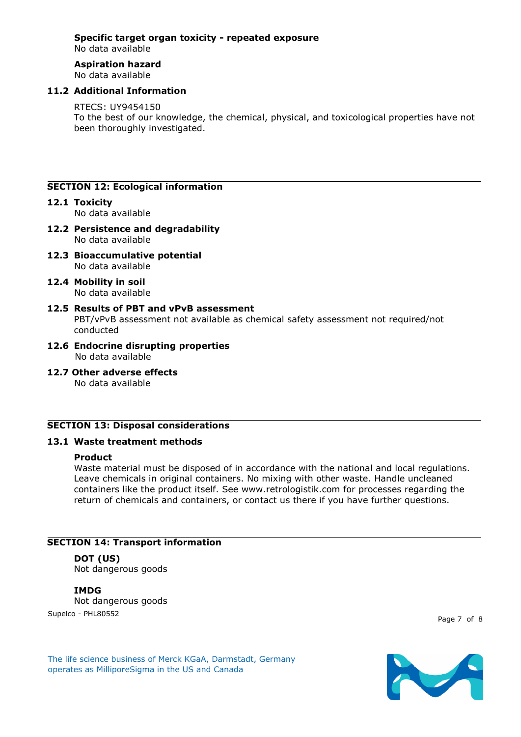**Specific target organ toxicity - repeated exposure**
No data available

**Aspiration hazard**
No data available

### 11.2 Additional Information

RTECS: UY9454150
To the best of our knowledge, the chemical, physical, and toxicological properties have not been thoroughly investigated.

## SECTION 12: Ecological information

### 12.1 Toxicity
No data available

### 12.2 Persistence and degradability
No data available

### 12.3 Bioaccumulative potential
No data available

### 12.4 Mobility in soil
No data available

### 12.5 Results of PBT and vPvB assessment
PBT/vPvB assessment not available as chemical safety assessment not required/not conducted

### 12.6 Endocrine disrupting properties
No data available

### 12.7 Other adverse effects
No data available

## SECTION 13: Disposal considerations

### 13.1 Waste treatment methods

**Product**
Waste material must be disposed of in accordance with the national and local regulations. Leave chemicals in original containers. No mixing with other waste. Handle uncleaned containers like the product itself. See www.retrologistik.com for processes regarding the return of chemicals and containers, or contact us there if you have further questions.

## SECTION 14: Transport information

**DOT (US)**
Not dangerous goods

**IMDG**
Not dangerous goods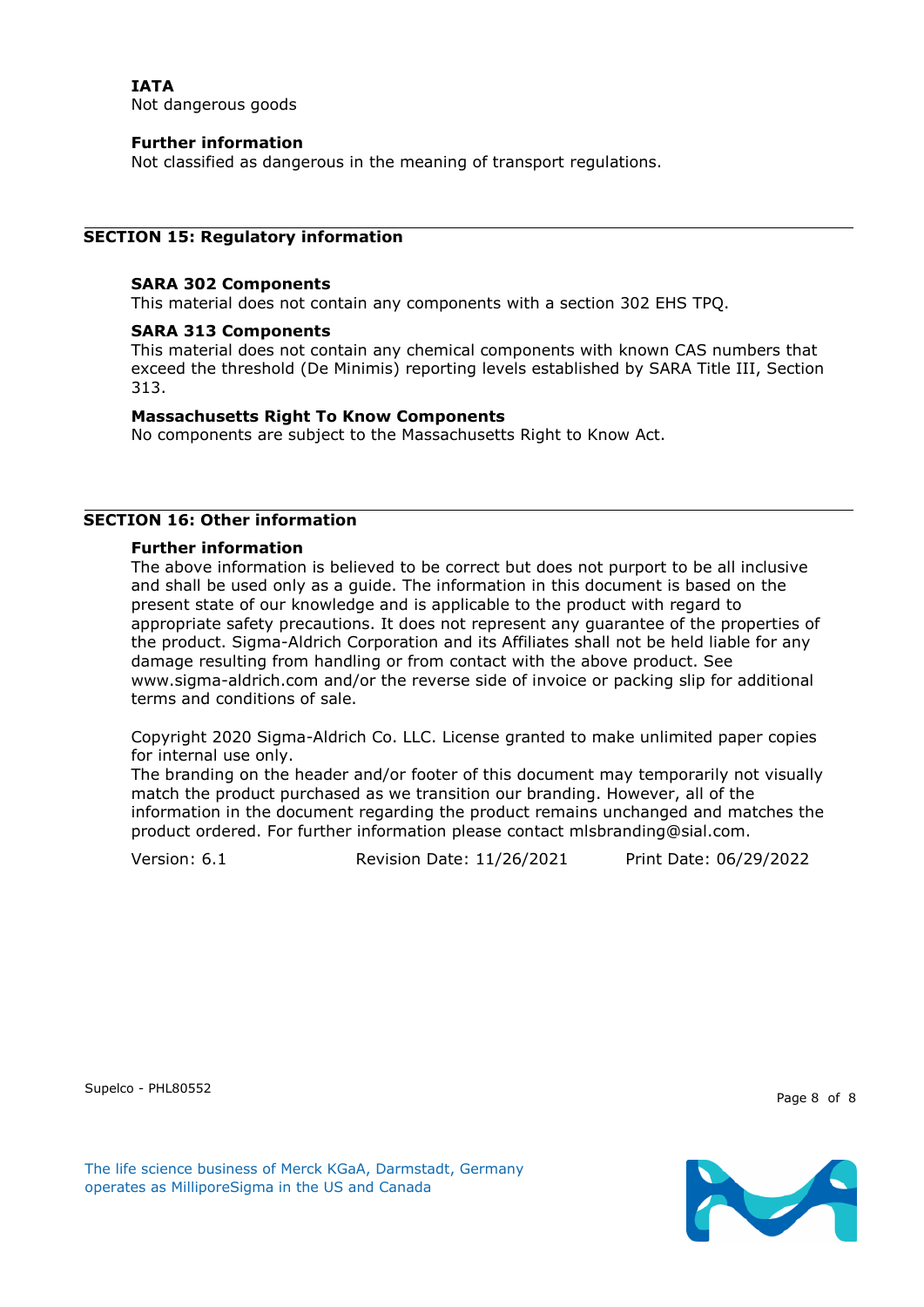**IATA**
Not dangerous goods

**Further information**
Not classified as dangerous in the meaning of transport regulations.

## SECTION 15: Regulatory information

**SARA 302 Components**
This material does not contain any components with a section 302 EHS TPQ.

**SARA 313 Components**
This material does not contain any chemical components with known CAS numbers that exceed the threshold (De Minimis) reporting levels established by SARA Title III, Section 313.

**Massachusetts Right To Know Components**
No components are subject to the Massachusetts Right to Know Act.

## SECTION 16: Other information

**Further information**
The above information is believed to be correct but does not purport to be all inclusive and shall be used only as a guide. The information in this document is based on the present state of our knowledge and is applicable to the product with regard to appropriate safety precautions. It does not represent any guarantee of the properties of the product. Sigma-Aldrich Corporation and its Affiliates shall not be held liable for any damage resulting from handling or from contact with the above product. See www.sigma-aldrich.com and/or the reverse side of invoice or packing slip for additional terms and conditions of sale.

Copyright 2020 Sigma-Aldrich Co. LLC. License granted to make unlimited paper copies for internal use only.
The branding on the header and/or footer of this document may temporarily not visually match the product purchased as we transition our branding. However, all of the information in the document regarding the product remains unchanged and matches the product ordered. For further information please contact mlsbranding@sial.com.

Version: 6.1 Revision Date: 11/26/2021 Print Date: 06/29/2022

Supelco - PHL80552

The life science business of Merck KGaA, Darmstadt, Germany operates as MilliporeSigma in the US and Canada